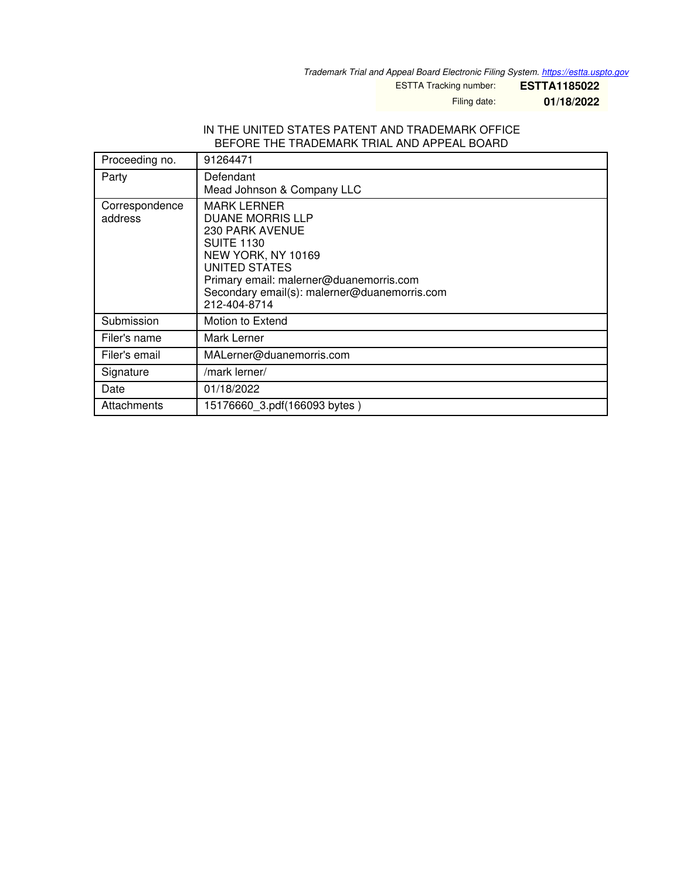*Trademark Trial and Appeal Board Electronic Filing System. https://estta.uspto.gov*

ESTTA Tracking number: **ESTTA1185022**

Filing date: **01/18/2022**

IN THE UNITED STATES PATENT AND TRADEMARK OFFICE
BEFORE THE TRADEMARK TRIAL AND APPEAL BOARD

| Proceeding no. | 91264471 |
|---|---|
| Party | Defendant<br>Mead Johnson & Company LLC |
| Correspondence address | MARK LERNER<br>DUANE MORRIS LLP<br>230 PARK AVENUE<br>SUITE 1130<br>NEW YORK, NY 10169<br>UNITED STATES<br>Primary email: malerner@duanemorris.com<br>Secondary email(s): malerner@duanemorris.com<br>212-404-8714 |
| Submission | Motion to Extend |
| Filer's name | Mark Lerner |
| Filer's email | MALerner@duanemorris.com |
| Signature | /mark lerner/ |
| Date | 01/18/2022 |
| Attachments | 15176660_3.pdf(166093 bytes ) |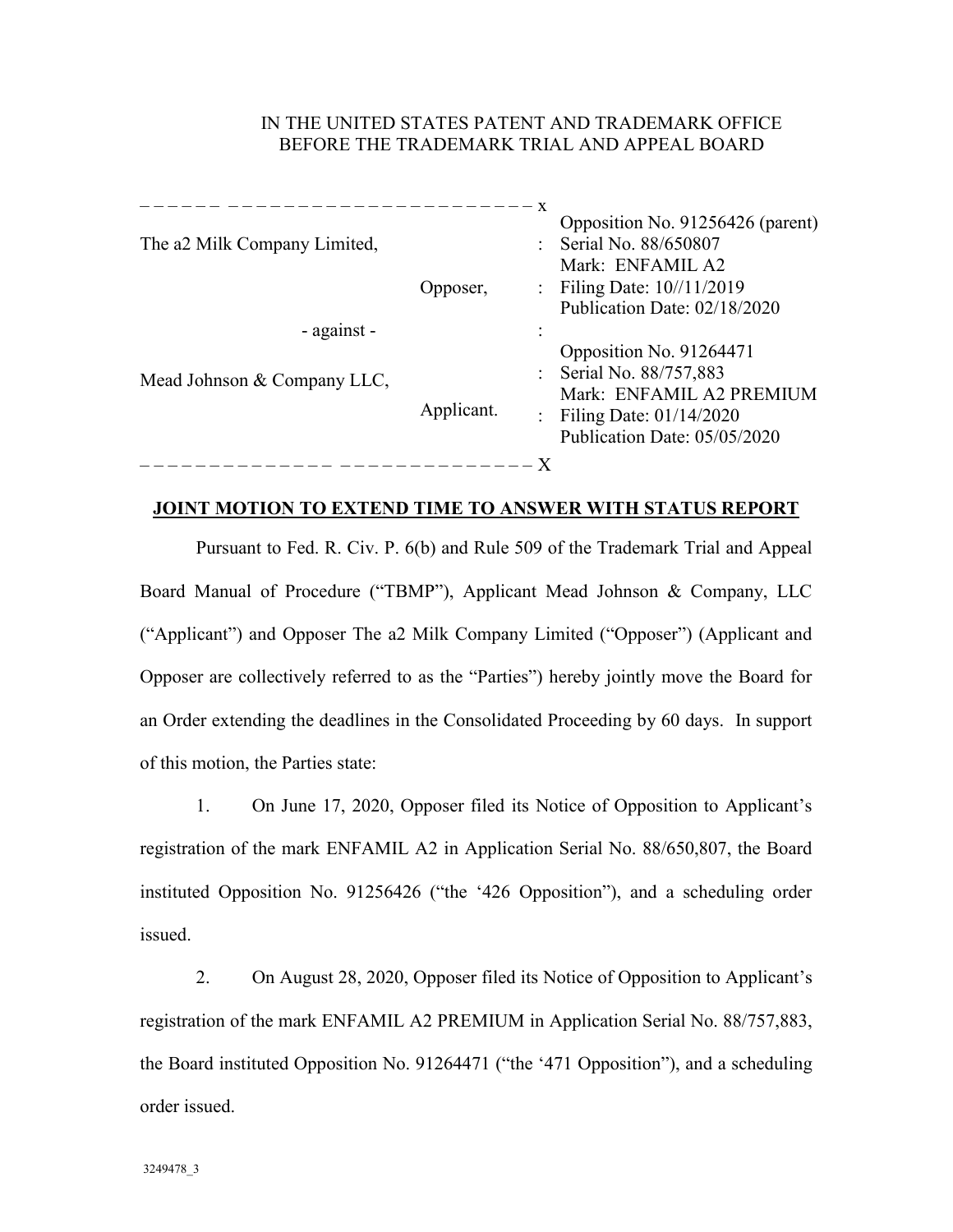IN THE UNITED STATES PATENT AND TRADEMARK OFFICE
BEFORE THE TRADEMARK TRIAL AND APPEAL BOARD

| | | |
|---|---|---|
| The a2 Milk Company Limited, Opposer, | : | Opposition No. 91256426 (parent)<br>Serial No. 88/650807<br>Mark: ENFAMIL A2<br>Filing Date: 10//11/2019<br>Publication Date: 02/18/2020 |
| - against - | : | |
| Mead Johnson & Company LLC, Applicant. | : | Opposition No. 91264471<br>Serial No. 88/757,883<br>Mark: ENFAMIL A2 PREMIUM<br>Filing Date: 01/14/2020<br>Publication Date: 05/05/2020 |

**JOINT MOTION TO EXTEND TIME TO ANSWER WITH STATUS REPORT**

Pursuant to Fed. R. Civ. P. 6(b) and Rule 509 of the Trademark Trial and Appeal Board Manual of Procedure ("TBMP"), Applicant Mead Johnson & Company, LLC ("Applicant") and Opposer The a2 Milk Company Limited ("Opposer") (Applicant and Opposer are collectively referred to as the "Parties") hereby jointly move the Board for an Order extending the deadlines in the Consolidated Proceeding by 60 days. In support of this motion, the Parties state:

1. On June 17, 2020, Opposer filed its Notice of Opposition to Applicant's registration of the mark ENFAMIL A2 in Application Serial No. 88/650,807, the Board instituted Opposition No. 91256426 ("the '426 Opposition"), and a scheduling order issued.

2. On August 28, 2020, Opposer filed its Notice of Opposition to Applicant's registration of the mark ENFAMIL A2 PREMIUM in Application Serial No. 88/757,883, the Board instituted Opposition No. 91264471 ("the '471 Opposition"), and a scheduling order issued.

3249478_3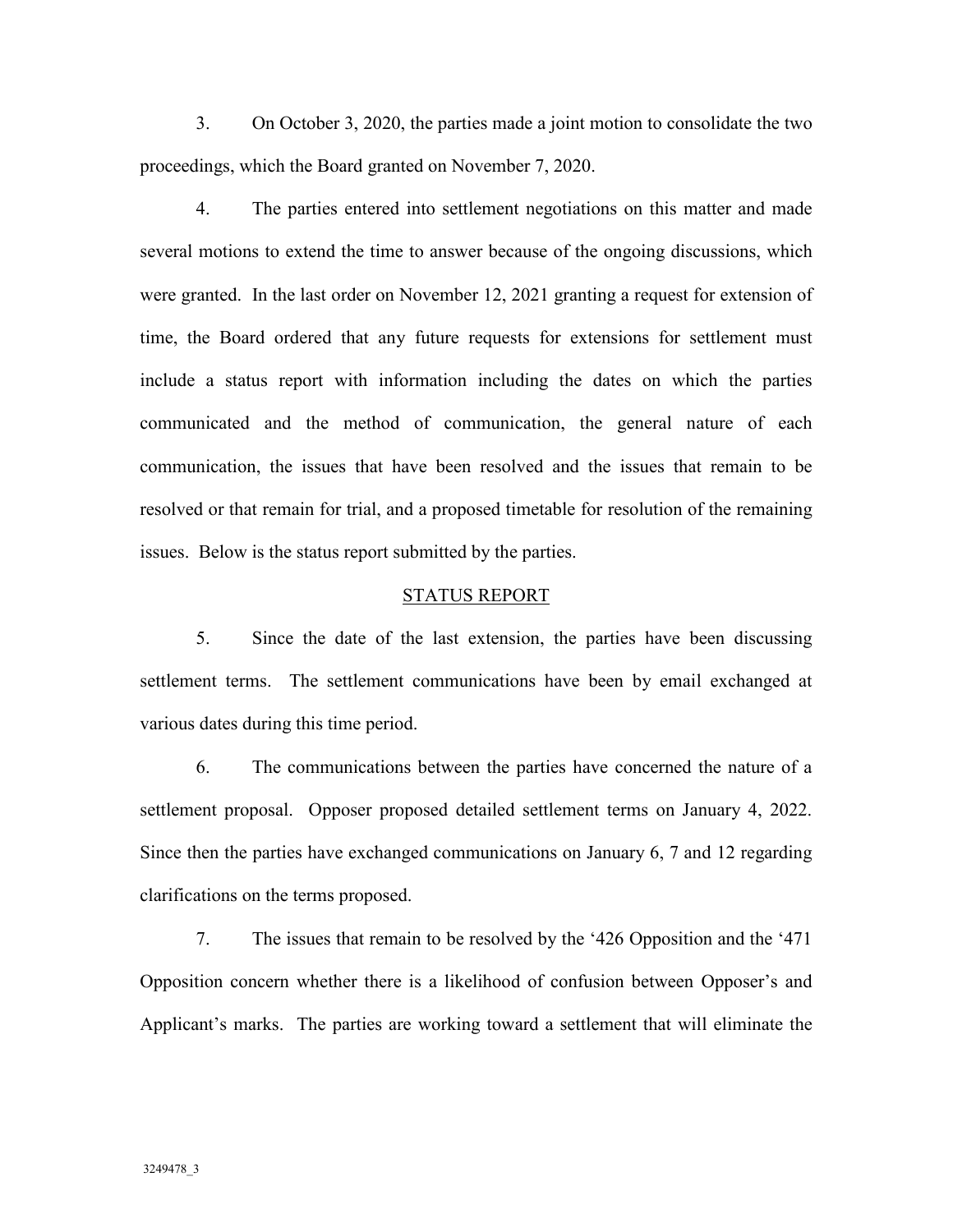3. On October 3, 2020, the parties made a joint motion to consolidate the two proceedings, which the Board granted on November 7, 2020.

4. The parties entered into settlement negotiations on this matter and made several motions to extend the time to answer because of the ongoing discussions, which were granted. In the last order on November 12, 2021 granting a request for extension of time, the Board ordered that any future requests for extensions for settlement must include a status report with information including the dates on which the parties communicated and the method of communication, the general nature of each communication, the issues that have been resolved and the issues that remain to be resolved or that remain for trial, and a proposed timetable for resolution of the remaining issues. Below is the status report submitted by the parties.

## STATUS REPORT

5. Since the date of the last extension, the parties have been discussing settlement terms. The settlement communications have been by email exchanged at various dates during this time period.

6. The communications between the parties have concerned the nature of a settlement proposal. Opposer proposed detailed settlement terms on January 4, 2022. Since then the parties have exchanged communications on January 6, 7 and 12 regarding clarifications on the terms proposed.

7. The issues that remain to be resolved by the '426 Opposition and the '471 Opposition concern whether there is a likelihood of confusion between Opposer's and Applicant's marks. The parties are working toward a settlement that will eliminate the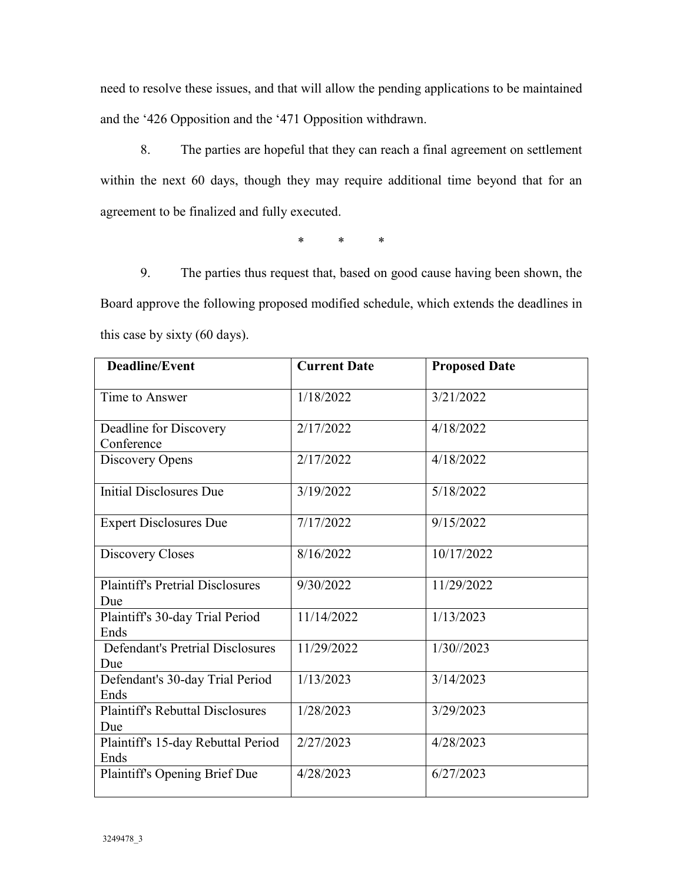need to resolve these issues, and that will allow the pending applications to be maintained and the '426 Opposition and the '471 Opposition withdrawn.

8. The parties are hopeful that they can reach a final agreement on settlement within the next 60 days, though they may require additional time beyond that for an agreement to be finalized and fully executed.

\* \* \*

9. The parties thus request that, based on good cause having been shown, the Board approve the following proposed modified schedule, which extends the deadlines in this case by sixty (60 days).

| Deadline/Event | Current Date | Proposed Date |
|---|---|---|
| Time to Answer | 1/18/2022 | 3/21/2022 |
| Deadline for Discovery Conference | 2/17/2022 | 4/18/2022 |
| Discovery Opens | 2/17/2022 | 4/18/2022 |
| Initial Disclosures Due | 3/19/2022 | 5/18/2022 |
| Expert Disclosures Due | 7/17/2022 | 9/15/2022 |
| Discovery Closes | 8/16/2022 | 10/17/2022 |
| Plaintiff's Pretrial Disclosures Due | 9/30/2022 | 11/29/2022 |
| Plaintiff's 30-day Trial Period Ends | 11/14/2022 | 1/13/2023 |
| Defendant's Pretrial Disclosures Due | 11/29/2022 | 1/30//2023 |
| Defendant's 30-day Trial Period Ends | 1/13/2023 | 3/14/2023 |
| Plaintiff's Rebuttal Disclosures Due | 1/28/2023 | 3/29/2023 |
| Plaintiff's 15-day Rebuttal Period Ends | 2/27/2023 | 4/28/2023 |
| Plaintiff's Opening Brief Due | 4/28/2023 | 6/27/2023 |

3249478_3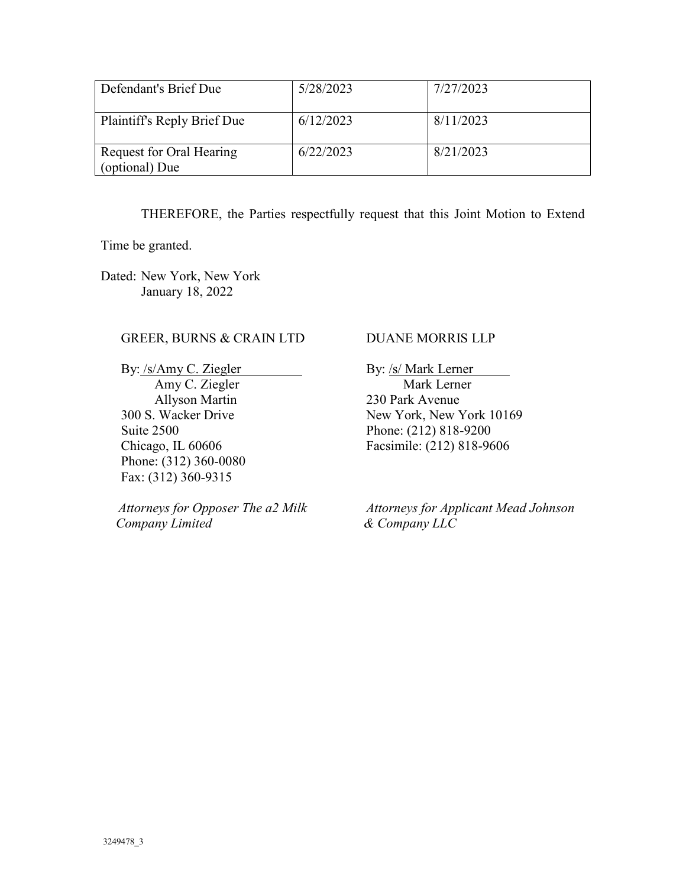| | | |
|---|---|---|
| Defendant's Brief Due | 5/28/2023 | 7/27/2023 |
| Plaintiff's Reply Brief Due | 6/12/2023 | 8/11/2023 |
| Request for Oral Hearing (optional) Due | 6/22/2023 | 8/21/2023 |

THEREFORE, the Parties respectfully request that this Joint Motion to Extend Time be granted.

Dated: New York, New York
January 18, 2022

GREER, BURNS & CRAIN LTD

By: /s/Amy C. Ziegler
Amy C. Ziegler
Allyson Martin
300 S. Wacker Drive
Suite 2500
Chicago, IL 60606
Phone: (312) 360-0080
Fax: (312) 360-9315

*Attorneys for Opposer The a2 Milk Company Limited*

DUANE MORRIS LLP

By: /s/ Mark Lerner
Mark Lerner
230 Park Avenue
New York, New York 10169
Phone: (212) 818-9200
Facsimile: (212) 818-9606

*Attorneys for Applicant Mead Johnson & Company LLC*

3249478_3